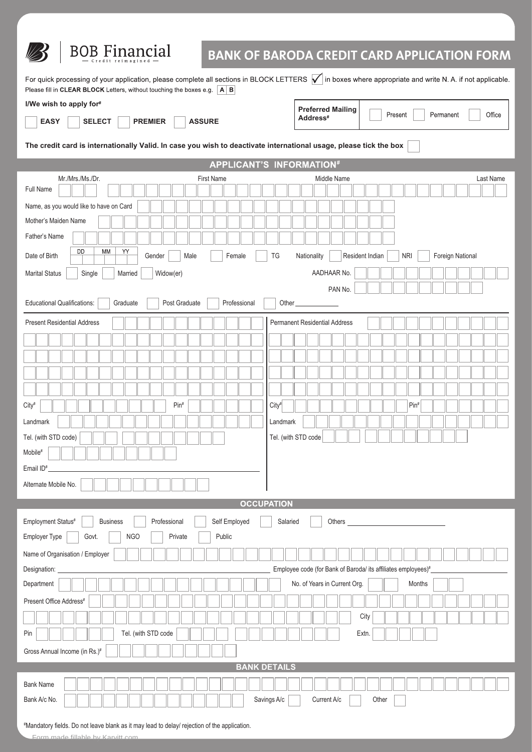# BOB Financial — Credit reimagined

## BANK OF BARODA CREDIT CARD APPLICATION FORM

For quick processing of your application, please complete all sections in BLOCK LETTERS ✓ in boxes where appropriate and write N. A. if not applicable.
Please fill in **CLEAR BLOCK** Letters, without touching the boxes e.g. A B

**I/We wish to apply for#**

☐ **EASY** ☐ **SELECT** ☐ **PREMIER** ☐ **ASSURE**

**Preferred Mailing Address#** ☐ Present ☐ Permanent ☐ Office

**The credit card is internationally Valid. In case you wish to deactivate international usage, please tick the box** ☐

## APPLICANT'S INFORMATION#

Full Name: Mr./Mrs./Ms./Dr. ______ First Name ______ Middle Name ______ Last Name ______

Name, as you would like to have on Card: ______

Mother's Maiden Name: ______

Father's Name: ______

Date of Birth: DD ___ MM ___ YY ___ Gender ☐ Male ☐ Female ☐ TG Nationality ☐ Resident Indian ☐ NRI ☐ Foreign National

Marital Status ☐ Single ☐ Married ☐ Widow(er) AADHAAR No. ______

PAN No. ______

Educational Qualifications: ☐ Graduate ☐ Post Graduate ☐ Professional ☐ Other ______

**Present Residential Address** ______

City# ______ Pin# ______

Landmark ______

Tel. (with STD code) ______

Mobile# ______

Email ID# ______

Alternate Mobile No. ______

**Permanent Residential Address** ______

City# ______ Pin# ______

Landmark ______

Tel. (with STD code ______

## OCCUPATION

Employment Status# ☐ Business ☐ Professional ☐ Self Employed ☐ Salaried ☐ Others ______

Employer Type ☐ Govt. ☐ NGO ☐ Private ☐ Public

Name of Organisation / Employer ______

Designation: ______ Employee code (for Bank of Baroda/ its affiliates employees)# ______

Department ______ No. of Years in Current Org. ______ Months ______

Present Office Address# ______

City ______

Pin ______ Tel. (with STD code ______ Extn. ______

Gross Annual Income (in Rs.)# ______

## BANK DETAILS

Bank Name ______

Bank A/c No. ______ ☐ Savings A/c ☐ Current A/c ☐ Other

#Mandatory fields. Do not leave blank as it may lead to delay/ rejection of the application.

Form made fillable by Karvitt.com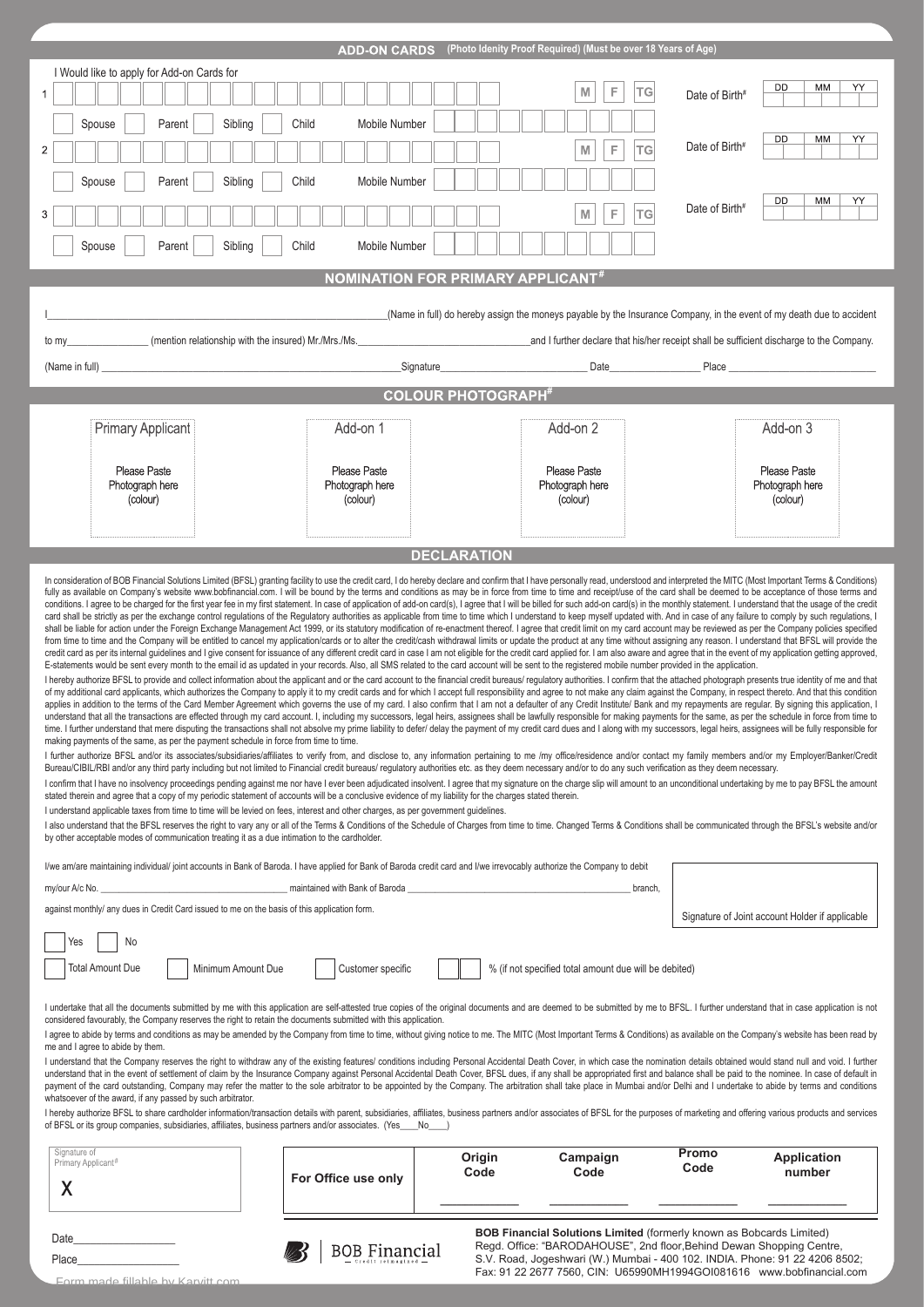## ADD-ON CARDS (Photo Idenity Proof Required) (Must be over 18 Years of Age)

I Would like to apply for Add-on Cards for

1 M F TG Date of Birth# DD MM YY

Spouse Parent Sibling Child Mobile Number

2 M F TG Date of Birth# DD MM YY

Spouse Parent Sibling Child Mobile Number

3 M F TG Date of Birth# DD MM YY

Spouse Parent Sibling Child Mobile Number

## NOMINATION FOR PRIMARY APPLICANT#

I_____________________________________________(Name in full) do hereby assign the moneys payable by the Insurance Company, in the event of my death due to accident to my_______________ (mention relationship with the insured) Mr./Mrs./Ms.________________________and I further declare that his/her receipt shall be sufficient discharge to the Company.

(Name in full) ______________________________Signature______________________ Date________________ Place ______________________

## COLOUR PHOTOGRAPH#

| Primary Applicant | Add-on 1 | Add-on 2 | Add-on 3 |
|---|---|---|---|
| Please Paste Photograph here (colour) | Please Paste Photograph here (colour) | Please Paste Photograph here (colour) | Please Paste Photograph here (colour) |

## DECLARATION

In consideration of BOB Financial Solutions Limited (BFSL) granting facility to use the credit card, I do hereby declare and confirm that I have personally read, understood and interpreted the MITC (Most Important Terms & Conditions) fully as available on Company's website www.bobfinancial.com. I will be bound by the terms and conditions as may be in force from time to time and receipt/use of the card shall be deemed to be acceptance of those terms and conditions. I agree to be charged for the first year fee in my first statement. In case of application of add-on card(s), I agree that I will be billed for such add-on card(s) in the monthly statement. I understand that the usage of the credit card shall be strictly as per the exchange control regulations of the Regulatory authorities as applicable from time to time which I understand to keep myself updated with. And in case of any failure to comply by such regulations, I shall be liable for action under the Foreign Exchange Management Act 1999, or its statutory modification of re-enactment thereof. I agree that credit limit on my card account may be reviewed as per the Company policies specified from time to time and the Company will be entitled to cancel my application/cards or to alter the credit/cash withdrawal limits or update the product at any time without assigning any reason. I understand that BFSL will provide the credit card as per its internal guidelines and I give consent for issuance of any different credit card in case I am not eligible for the credit card applied for. I am also aware and agree that in the event of my application getting approved, E-statements would be sent every month to the email id as updated in your records. Also, all SMS related to the card account will be sent to the registered mobile number provided in the application.

I hereby authorize BFSL to provide and collect information about the applicant and or the card account to the financial credit bureaus/ regulatory authorities. I confirm that the attached photograph presents true identity of me and that of my additional card applicants, which authorizes the Company to apply it to my credit cards and for which I accept full responsibility and agree to not make any claim against the Company, in respect thereto. And that this condition applies in addition to the terms of the Card Member Agreement which governs the use of my card. I also confirm that I am not a defaulter of any Credit Institute/ Bank and my repayments are regular. By signing this application, I understand that all the transactions are effected through my card account. I, including my successors, legal heirs, assignees shall be lawfully responsible for making payments for the same, as per the schedule in force from time to time. I further understand that mere disputing the transactions shall not absolve my prime liability to defer/ delay the payment of my credit card dues and I along with my successors, legal heirs, assignees will be fully responsible for making payments of the same, as per the payment schedule in force from time to time.

I further authorize BFSL and/or its associates/subsidiaries/affiliates to verify from, and disclose to, any information pertaining to me /my office/residence and/or contact my family members and/or my Employer/Banker/Credit Bureau/CIBIL/RBI and/or any third party including but not limited to Financial credit bureaus/ regulatory authorities etc. as they deem necessary and/or to do any such verification as they deem necessary.

I confirm that I have no insolvency proceedings pending against me nor have I ever been adjudicated insolvent. I agree that my signature on the charge slip will amount to an unconditional undertaking by me to pay BFSL the amount stated therein and agree that a copy of my periodic statement of accounts will be a conclusive evidence of my liability for the charges stated therein.

I understand applicable taxes from time to time will be levied on fees, interest and other charges, as per government guidelines.

I also understand that the BFSL reserves the right to vary any or all of the Terms & Conditions of the Schedule of Charges from time to time. Changed Terms & Conditions shall be communicated through the BFSL's website and/or by other acceptable modes of communication treating it as a due intimation to the cardholder.

I/we am/are maintaining individual/ joint accounts in Bank of Baroda. I have applied for Bank of Baroda credit card and I/we irrevocably authorize the Company to debit my/our A/c No. ______________________ maintained with Bank of Baroda ______________________ branch, against monthly/ any dues in Credit Card issued to me on the basis of this application form.

Signature of Joint account Holder if applicable

Yes No

Total Amount Due    Minimum Amount Due    Customer specific    % (if not specified total amount due will be debited)

I undertake that all the documents submitted by me with this application are self-attested true copies of the original documents and are deemed to be submitted by me to BFSL. I further understand that in case application is not considered favourably, the Company reserves the right to retain the documents submitted with this application.

I agree to abide by terms and conditions as may be amended by the Company from time to time, without giving notice to me. The MITC (Most Important Terms & Conditions) as available on the Company's website has been read by me and I agree to abide by them.

I understand that the Company reserves the right to withdraw any of the existing features/ conditions including Personal Accidental Death Cover, in which case the nomination details obtained would stand null and void. I further understand that in the event of settlement of claim by the Insurance Company against Personal Accidental Death Cover, BFSL dues, if any shall be appropriated first and balance shall be paid to the nominee. In case of default in payment of the card outstanding, Company may refer the matter to the sole arbitrator to be appointed by the Company. The arbitration shall take place in Mumbai and/or Delhi and I undertake to abide by terms and conditions whatsoever of the award, if any passed by such arbitrator.

I hereby authorize BFSL to share cardholder information/transaction details with parent, subsidiaries, affiliates, business partners and/or associates of BFSL for the purposes of marketing and offering various products and services of BFSL or its group companies, subsidiaries, affiliates, business partners and/or associates. (Yes____No____)

Signature of Primary Applicant#

X

| For Office use only | Origin Code | Campaign Code | Promo Code | Application number |
|---|---|---|---|---|
| | | | | |

Date________________

Place________________

BOB Financial

**BOB Financial Solutions Limited** (formerly known as Bobcards Limited)
Regd. Office: "BARODAHOUSE", 2nd floor,Behind Dewan Shopping Centre, S.V. Road, Jogeshwari (W.) Mumbai - 400 102. INDIA. Phone: 91 22 4206 8502; Fax: 91 22 2677 7560, CIN: U65990MH1994GOI081616 www.bobfinancial.com